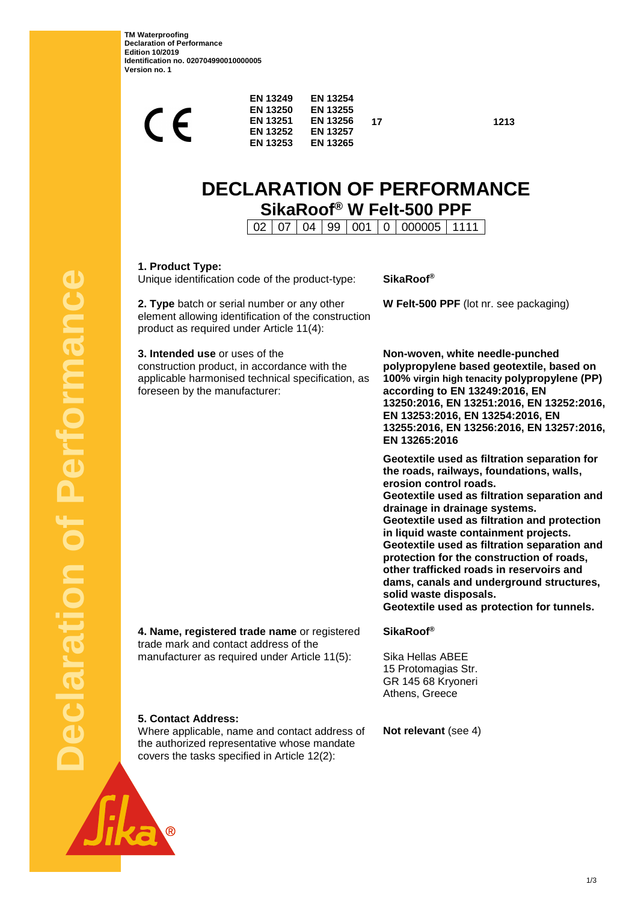TM Waterproofing
Declaration of Performance
Edition 10/2019
Identification no. 020704990010000005
Version no. 1

CE

| | | | |
|---|---|---|---|
| EN 13249 | EN 13254 | | |
| EN 13250 | EN 13255 | | |
| EN 13251 | EN 13256 | 17 | 1213 |
| EN 13252 | EN 13257 | | |
| EN 13253 | EN 13265 | | |

# DECLARATION OF PERFORMANCE

## SikaRoof® W Felt-500 PPF

| 02 | 07 | 04 | 99 | 001 | 0 | 000005 | 1111 |
|---|---|---|---|---|---|---|---|

**1. Product Type:**
Unique identification code of the product-type: **SikaRoof®**

**2. Type** batch or serial number or any other element allowing identification of the construction product as required under Article 11(4): **W Felt-500 PPF** (lot nr. see packaging)

**3. Intended use** or uses of the construction product, in accordance with the applicable harmonised technical specification, as foreseen by the manufacturer:

**Non-woven, white needle-punched polypropylene based geotextile, based on 100% virgin high tenacity polypropylene (PP) according to EN 13249:2016, EN 13250:2016, EN 13251:2016, EN 13252:2016, EN 13253:2016, EN 13254:2016, EN 13255:2016, EN 13256:2016, EN 13257:2016, EN 13265:2016**

**Geotextile used as filtration separation for the roads, railways, foundations, walls, erosion control roads.**
**Geotextile used as filtration separation and drainage in drainage systems.**
**Geotextile used as filtration and protection in liquid waste containment projects.**
**Geotextile used as filtration separation and protection for the construction of roads, other trafficked roads in reservoirs and dams, canals and underground structures, solid waste disposals.**
**Geotextile used as protection for tunnels.**

**4. Name, registered trade name** or registered trade mark and contact address of the manufacturer as required under Article 11(5):

**SikaRoof®**

Sika Hellas ABEE
15 Protomagias Str.
GR 145 68 Kryoneri
Athens, Greece

**5. Contact Address:**
Where applicable, name and contact address of the authorized representative whose mandate covers the tasks specified in Article 12(2): **Not relevant** (see 4)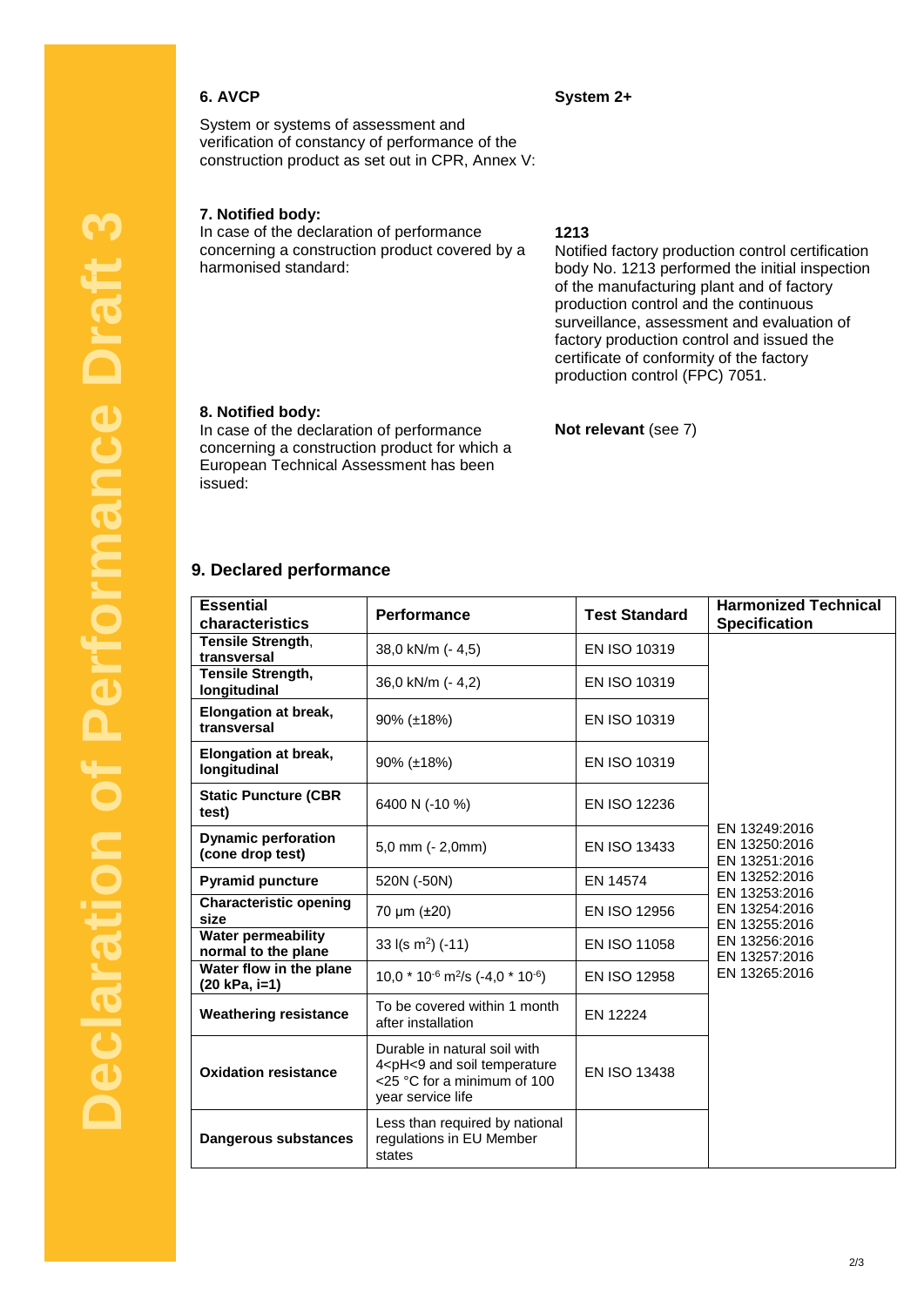Declaration of Performance Draft 3

### 6. AVCP

System or systems of assessment and verification of constancy of performance of the construction product as set out in CPR, Annex V:

**System 2+**

### 7. Notified body:

In case of the declaration of performance concerning a construction product covered by a harmonised standard:

**1213**

Notified factory production control certification body No. 1213 performed the initial inspection of the manufacturing plant and of factory production control and the continuous surveillance, assessment and evaluation of factory production control and issued the certificate of conformity of the factory production control (FPC) 7051.

### 8. Notified body:

In case of the declaration of performance concerning a construction product for which a European Technical Assessment has been issued:

**Not relevant** (see 7)

## 9. Declared performance

| Essential characteristics | Performance | Test Standard | Harmonized Technical Specification |
|---|---|---|---|
| **Tensile Strength, transversal** | 38,0 kN/m (- 4,5) | EN ISO 10319 | EN 13249:2016 EN 13250:2016 EN 13251:2016 EN 13252:2016 EN 13253:2016 EN 13254:2016 EN 13255:2016 EN 13256:2016 EN 13257:2016 EN 13265:2016 |
| **Tensile Strength, longitudinal** | 36,0 kN/m (- 4,2) | EN ISO 10319 | |
| **Elongation at break, transversal** | 90% (±18%) | EN ISO 10319 | |
| **Elongation at break, longitudinal** | 90% (±18%) | EN ISO 10319 | |
| **Static Puncture (CBR test)** | 6400 N (-10 %) | EN ISO 12236 | |
| **Dynamic perforation (cone drop test)** | 5,0 mm (- 2,0mm) | EN ISO 13433 | |
| **Pyramid puncture** | 520N (-50N) | EN 14574 | |
| **Characteristic opening size** | 70 µm (±20) | EN ISO 12956 | |
| **Water permeability normal to the plane** | 33 l(s m$^2$) (-11) | EN ISO 11058 | |
| **Water flow in the plane (20 kPa, i=1)** | 10,0 * 10$^{-6}$ m$^2$/s (-4,0 * 10$^{-6}$) | EN ISO 12958 | |
| **Weathering resistance** | To be covered within 1 month after installation | EN 12224 | |
| **Oxidation resistance** | Durable in natural soil with 4<pH<9 and soil temperature <25 °C for a minimum of 100 year service life | EN ISO 13438 | |
| **Dangerous substances** | Less than required by national regulations in EU Member states | | |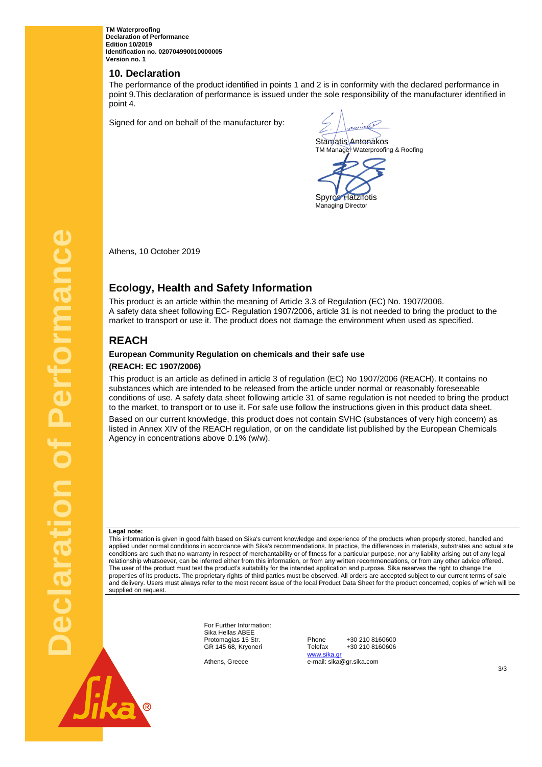**TM Waterproofing**
**Declaration of Performance**
**Edition 10/2019**
**Identification no. 020704990010000005**
**Version no. 1**

## 10. Declaration

The performance of the product identified in points 1 and 2 is in conformity with the declared performance in point 9.This declaration of performance is issued under the sole responsibility of the manufacturer identified in point 4.

Signed for and on behalf of the manufacturer by:

Stamatis Antonakos
TM Manager Waterproofing & Roofing

Spyros Hatzifotis
Managing Director

Athens, 10 October 2019

## Ecology, Health and Safety Information

This product is an article within the meaning of Article 3.3 of Regulation (EC) No. 1907/2006.
A safety data sheet following EC- Regulation 1907/2006, article 31 is not needed to bring the product to the market to transport or use it. The product does not damage the environment when used as specified.

## REACH

**European Community Regulation on chemicals and their safe use**

**(REACH: EC 1907/2006)**

This product is an article as defined in article 3 of regulation (EC) No 1907/2006 (REACH). It contains no substances which are intended to be released from the article under normal or reasonably foreseeable conditions of use. A safety data sheet following article 31 of same regulation is not needed to bring the product to the market, to transport or to use it. For safe use follow the instructions given in this product data sheet.

Based on our current knowledge, this product does not contain SVHC (substances of very high concern) as listed in Annex XIV of the REACH regulation, or on the candidate list published by the European Chemicals Agency in concentrations above 0.1% (w/w).

**Legal note:**

This information is given in good faith based on Sika's current knowledge and experience of the products when properly stored, handled and applied under normal conditions in accordance with Sika's recommendations. In practice, the differences in materials, substrates and actual site conditions are such that no warranty in respect of merchantability or of fitness for a particular purpose, nor any liability arising out of any legal relationship whatsoever, can be inferred either from this information, or from any written recommendations, or from any other advice offered. The user of the product must test the product's suitability for the intended application and purpose. Sika reserves the right to change the properties of its products. The proprietary rights of third parties must be observed. All orders are accepted subject to our current terms of sale and delivery. Users must always refer to the most recent issue of the local Product Data Sheet for the product concerned, copies of which will be supplied on request.

For Further Information:
Sika Hellas ABEE
Protomagias 15 Str.
GR 145 68, Kryoneri

Athens, Greece

Phone +30 210 8160600
Telefax +30 210 8160606
www.sika.gr
e-mail: sika@gr.sika.com